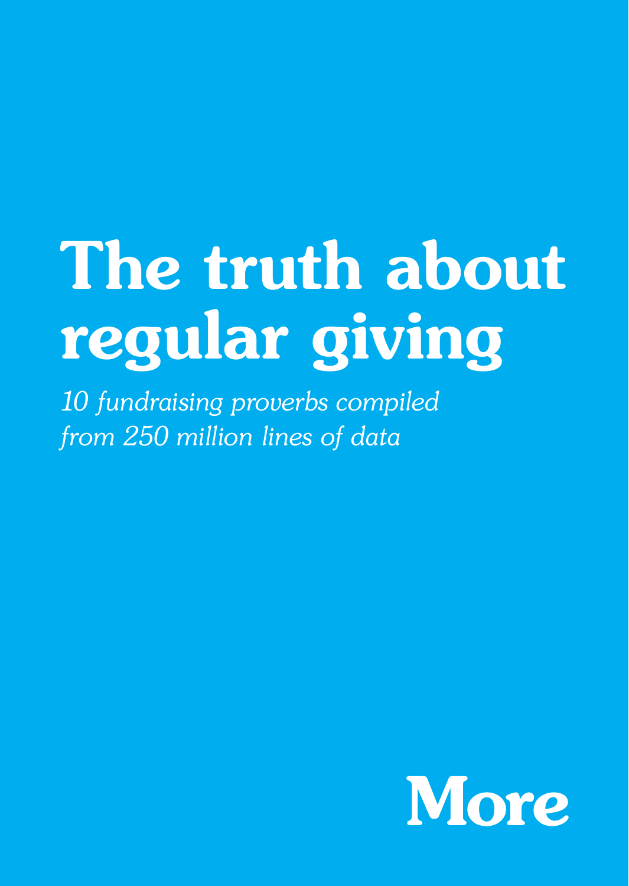# The truth about regular giving

*10 fundraising proverbs compiled from 250 million lines of data*

More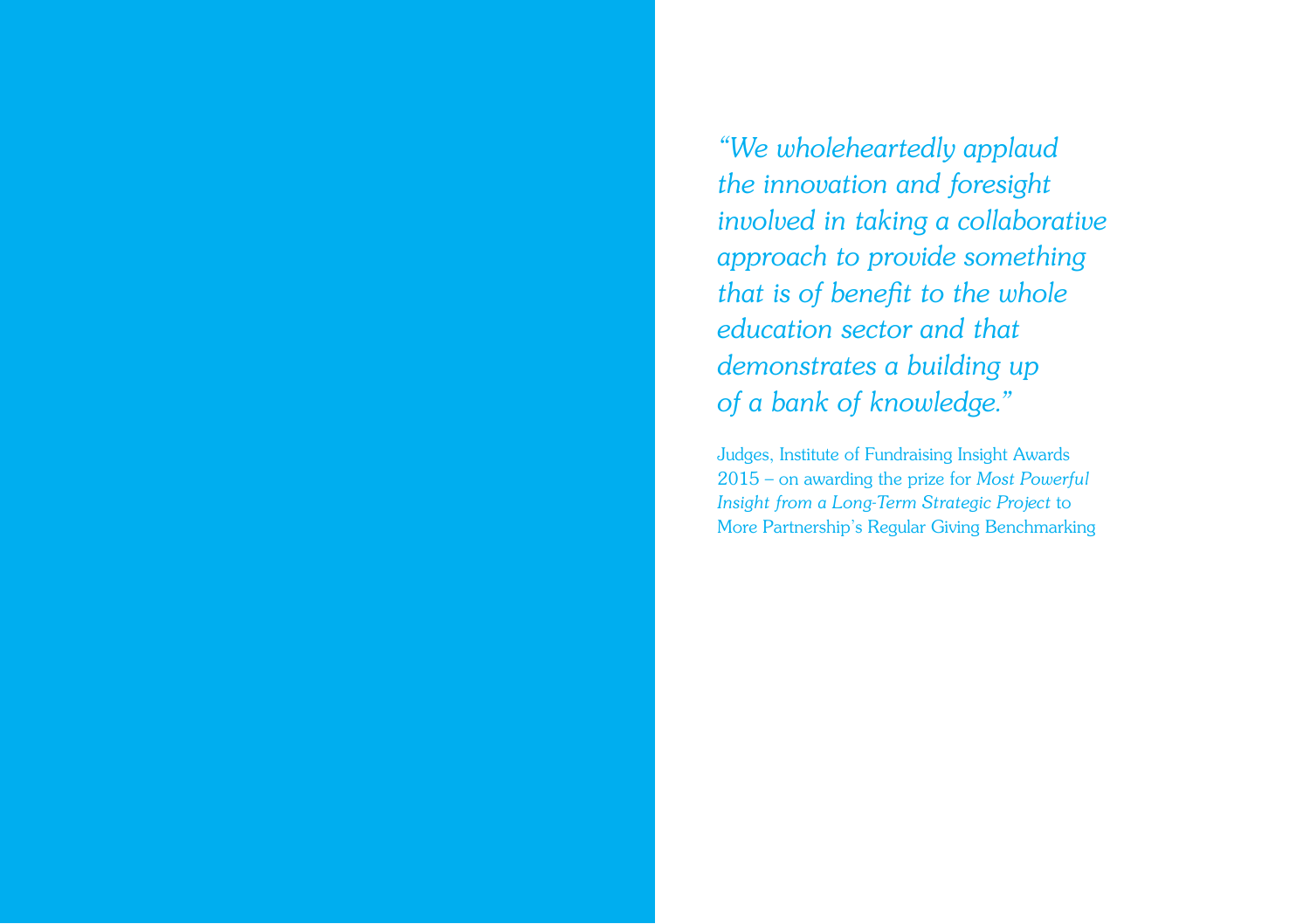*"We wholeheartedly applaud the innovation and foresight involved in taking a collaborative approach to provide something that is of benefit to the whole education sector and that demonstrates a building up of a bank of knowledge."*

Judges, Institute of Fundraising Insight Awards 2015 – on awarding the prize for *Most Powerful Insight from a Long-Term Strategic Project* to More Partnership's Regular Giving Benchmarking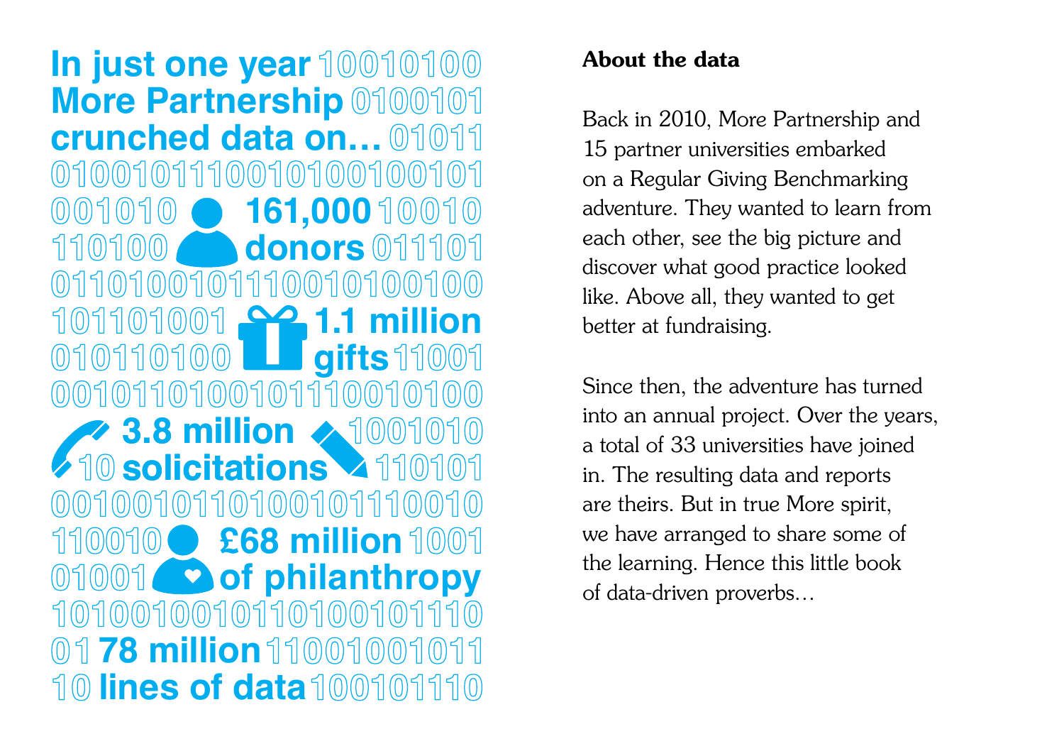**In just one year More Partnership crunched data on…**

**161,000 donors**

**1.1 million gifts**

**3.8 million solicitations**

**£68 million of philanthropy**

**78 million lines of data**

## About the data

Back in 2010, More Partnership and 15 partner universities embarked on a Regular Giving Benchmarking adventure. They wanted to learn from each other, see the big picture and discover what good practice looked like. Above all, they wanted to get better at fundraising.

Since then, the adventure has turned into an annual project. Over the years, a total of 33 universities have joined in. The resulting data and reports are theirs. But in true More spirit, we have arranged to share some of the learning. Hence this little book of data-driven proverbs…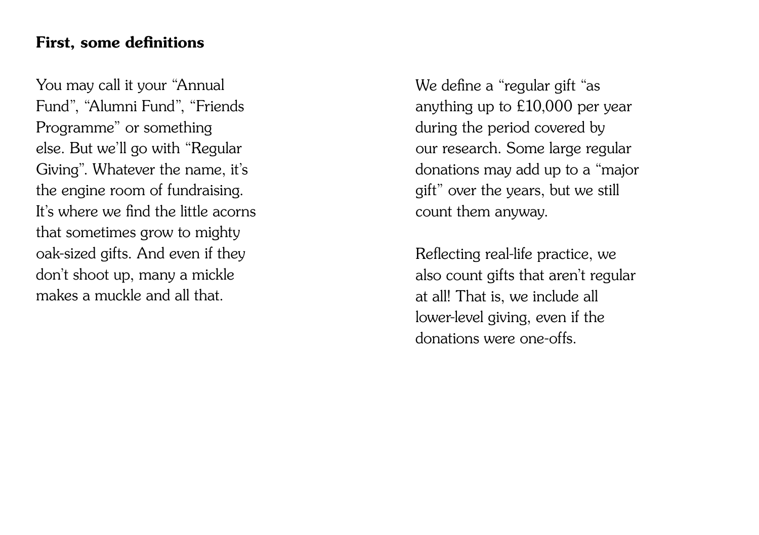### First, some definitions

You may call it your "Annual Fund", "Alumni Fund", "Friends Programme" or something else. But we'll go with "Regular Giving". Whatever the name, it's the engine room of fundraising. It's where we find the little acorns that sometimes grow to mighty oak-sized gifts. And even if they don't shoot up, many a mickle makes a muckle and all that.

We define a "regular gift "as anything up to £10,000 per year during the period covered by our research. Some large regular donations may add up to a "major gift" over the years, but we still count them anyway.

Reflecting real-life practice, we also count gifts that aren't regular at all! That is, we include all lower-level giving, even if the donations were one-offs.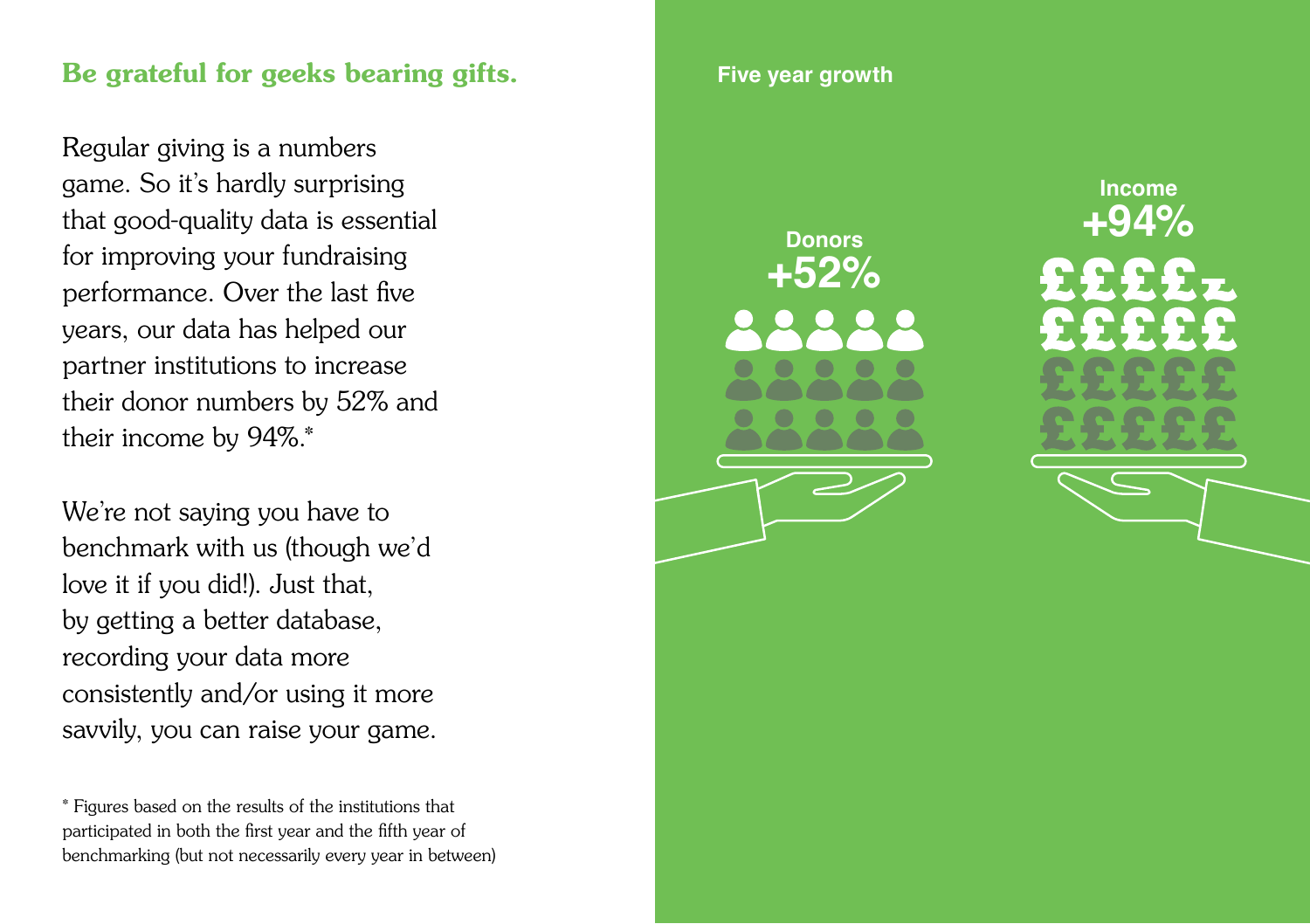## Be grateful for geeks bearing gifts.

Regular giving is a numbers game. So it's hardly surprising that good-quality data is essential for improving your fundraising performance. Over the last five years, our data has helped our partner institutions to increase their donor numbers by 52% and their income by 94%.*

We're not saying you have to benchmark with us (though we'd love it if you did!). Just that, by getting a better database, recording your data more consistently and/or using it more savvily, you can raise your game.

* Figures based on the results of the institutions that participated in both the first year and the fifth year of benchmarking (but not necessarily every year in between)

**Five year growth**

**Donors**
**+52%**

**Income**
**+94%**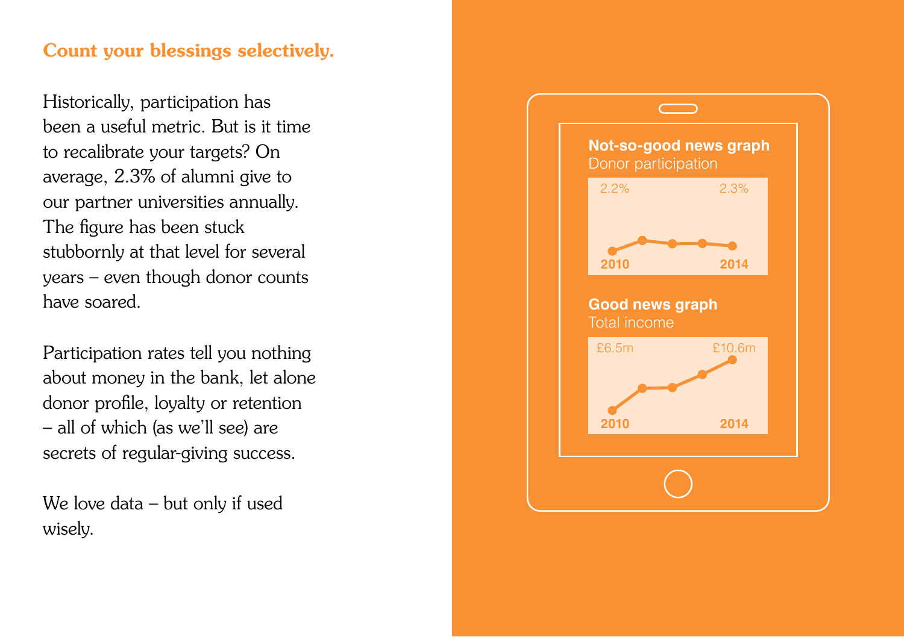## Count your blessings selectively.

Historically, participation has been a useful metric. But is it time to recalibrate your targets? On average, 2.3% of alumni give to our partner universities annually. The figure has been stuck stubbornly at that level for several years – even though donor counts have soared.

Participation rates tell you nothing about money in the bank, let alone donor profile, loyalty or retention – all of which (as we'll see) are secrets of regular-giving success.

We love data – but only if used wisely.

**Not-so-good news graph**
Donor participation

2.2% (2010) – 2.3% (2014)

**Good news graph**
Total income

£6.5m (2010) – £10.6m (2014)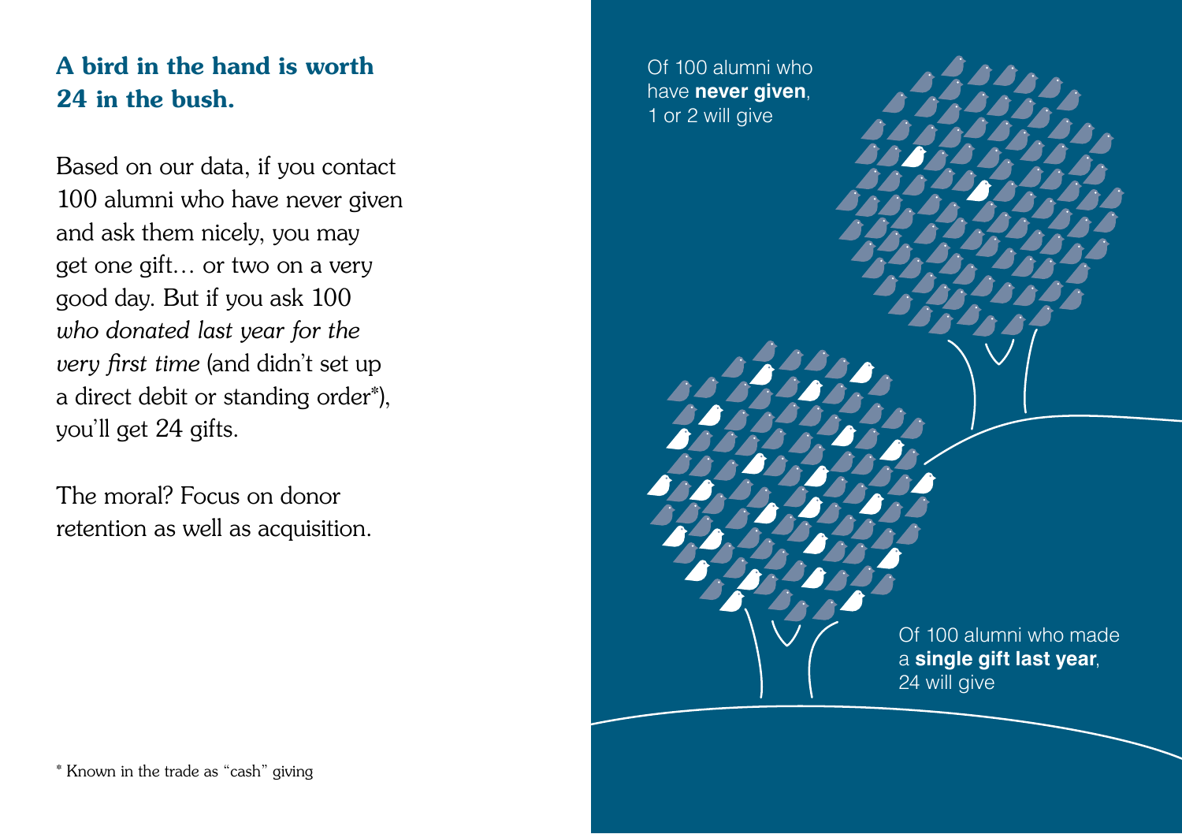## A bird in the hand is worth 24 in the bush.

Based on our data, if you contact 100 alumni who have never given and ask them nicely, you may get one gift… or two on a very good day. But if you ask 100 *who donated last year for the very first time* (and didn't set up a direct debit or standing order*), you'll get 24 gifts.

The moral? Focus on donor retention as well as acquisition.

Of 100 alumni who have **never given**, 1 or 2 will give

Of 100 alumni who made a **single gift last year**, 24 will give

* Known in the trade as "cash" giving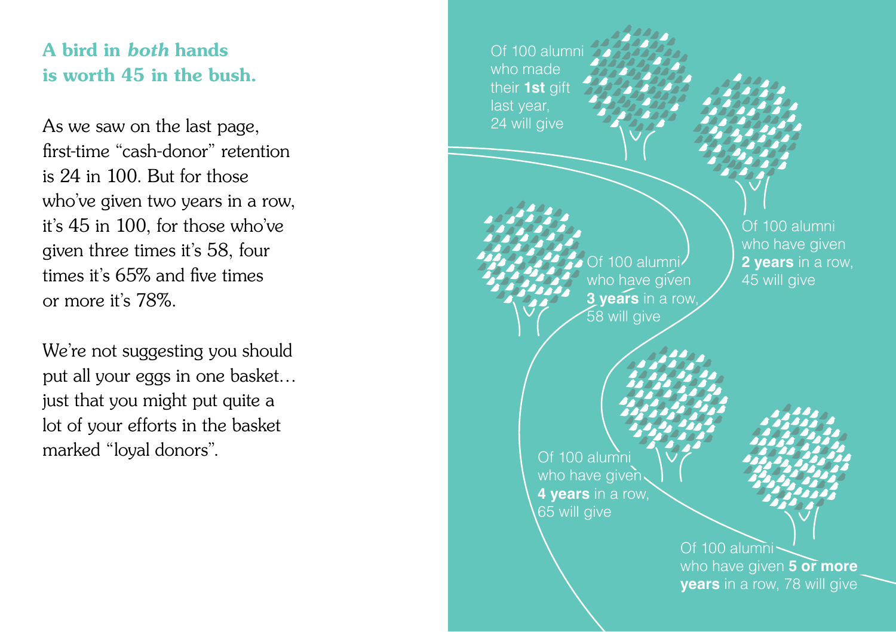## A bird in *both* hands is worth 45 in the bush.

As we saw on the last page, first-time “cash-donor” retention is 24 in 100. But for those who’ve given two years in a row, it’s 45 in 100, for those who’ve given three times it’s 58, four times it’s 65% and five times or more it’s 78%.

We’re not suggesting you should put all your eggs in one basket… just that you might put quite a lot of your efforts in the basket marked “loyal donors”.

Of 100 alumni who made their **1st** gift last year, 24 will give

Of 100 alumni who have given **2 years** in a row, 45 will give

Of 100 alumni who have given **3 years** in a row, 58 will give

Of 100 alumni who have given **4 years** in a row, 65 will give

Of 100 alumni who have given **5 or more years** in a row, 78 will give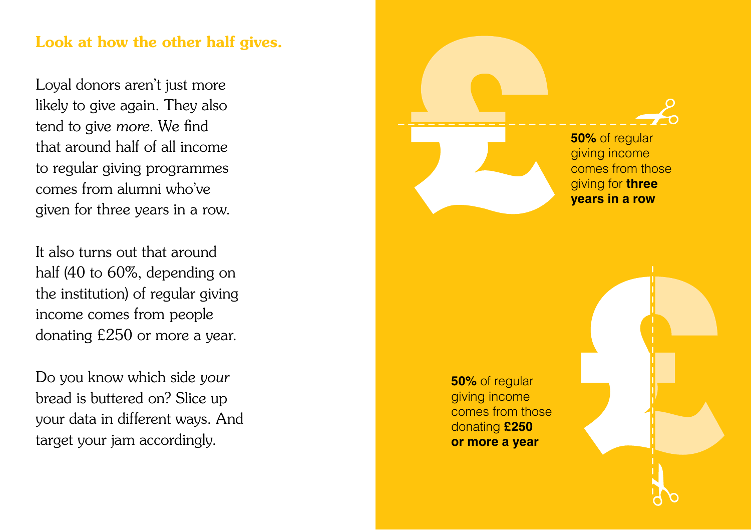## Look at how the other half gives.

Loyal donors aren't just more likely to give again. They also tend to give *more*. We find that around half of all income to regular giving programmes comes from alumni who've given for three years in a row.

It also turns out that around half (40 to 60%, depending on the institution) of regular giving income comes from people donating £250 or more a year.

Do you know which side *your* bread is buttered on? Slice up your data in different ways. And target your jam accordingly.

**50%** of regular giving income comes from those giving for **three years in a row**

**50%** of regular giving income comes from those donating **£250 or more a year**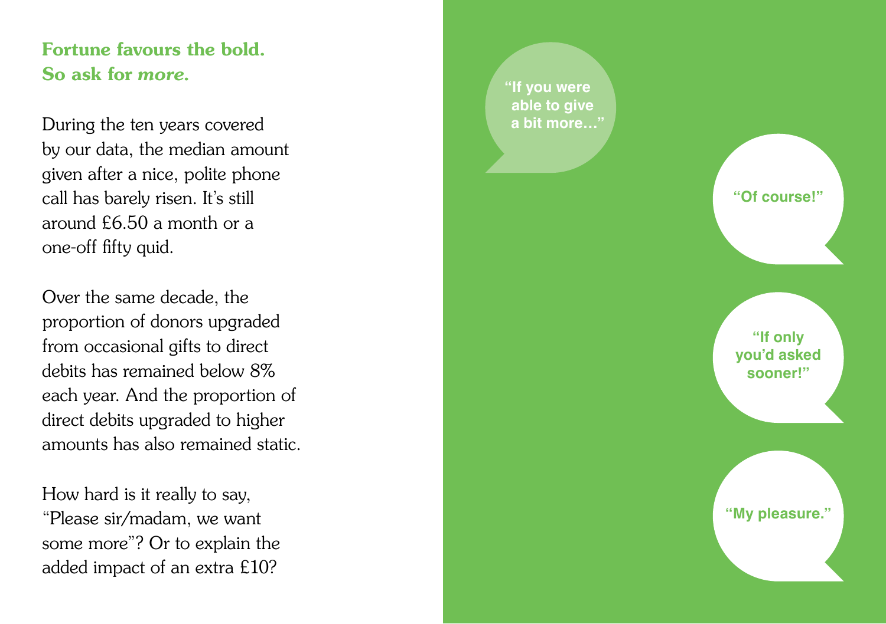## Fortune favours the bold. So ask for *more*.

During the ten years covered by our data, the median amount given after a nice, polite phone call has barely risen. It's still around £6.50 a month or a one-off fifty quid.

Over the same decade, the proportion of donors upgraded from occasional gifts to direct debits has remained below 8% each year. And the proportion of direct debits upgraded to higher amounts has also remained static.

How hard is it really to say, "Please sir/madam, we want some more"? Or to explain the added impact of an extra £10?

"If you were able to give a bit more..."

"Of course!"

"If only you'd asked sooner!"

"My pleasure."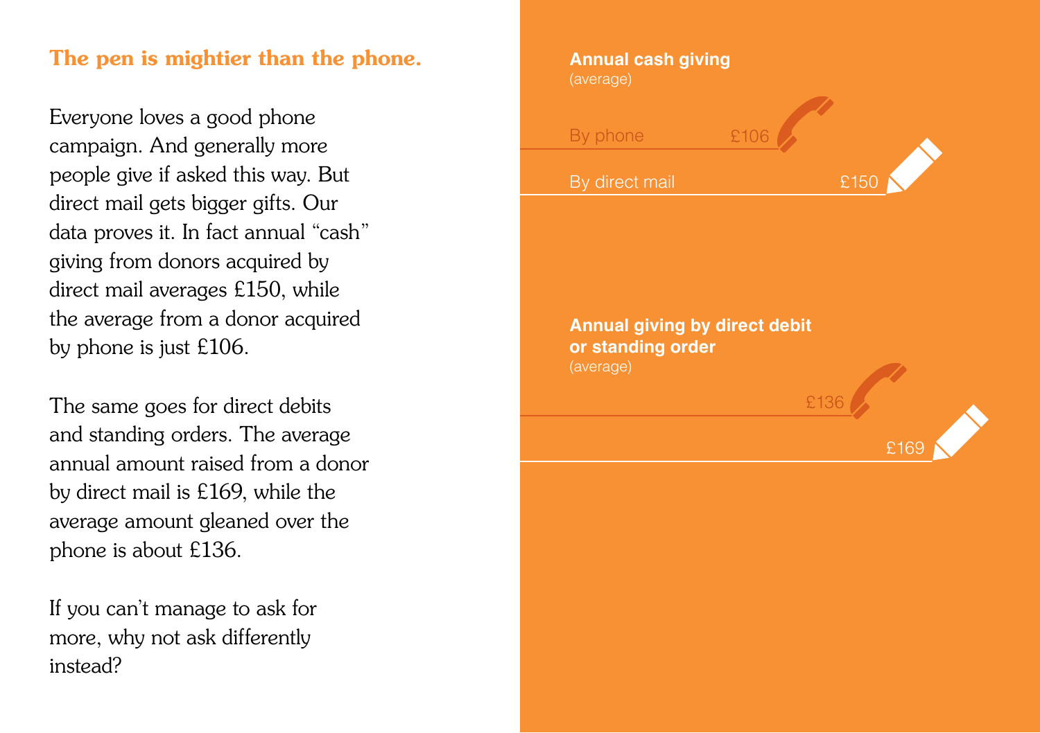## The pen is mightier than the phone.

Everyone loves a good phone campaign. And generally more people give if asked this way. But direct mail gets bigger gifts. Our data proves it. In fact annual "cash" giving from donors acquired by direct mail averages £150, while the average from a donor acquired by phone is just £106.

The same goes for direct debits and standing orders. The average annual amount raised from a donor by direct mail is £169, while the average amount gleaned over the phone is about £136.

If you can't manage to ask for more, why not ask differently instead?

**Annual cash giving**
(average)

By phone £106

By direct mail £150

**Annual giving by direct debit or standing order**
(average)

£136

£169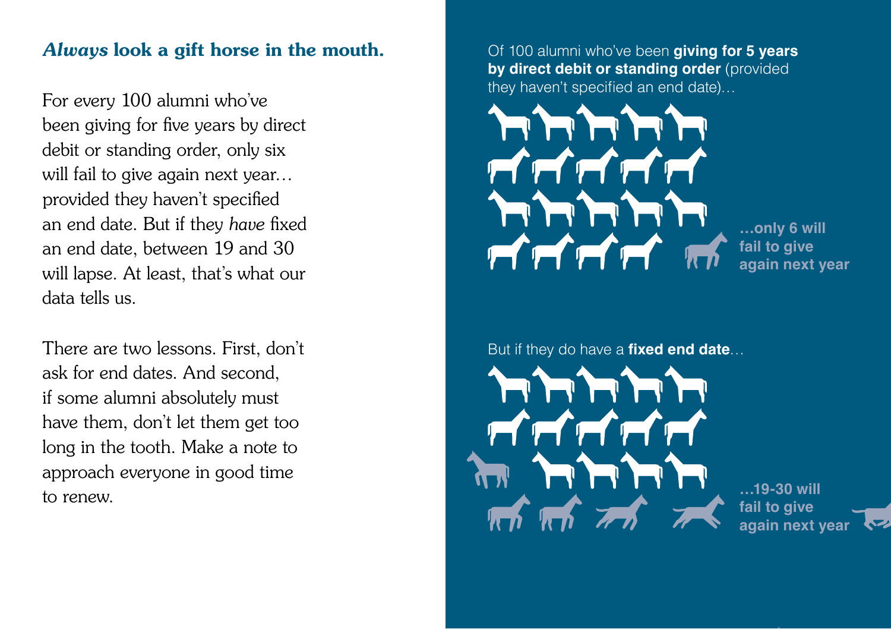## *Always* look a gift horse in the mouth.

For every 100 alumni who've been giving for five years by direct debit or standing order, only six will fail to give again next year… provided they haven't specified an end date. But if they *have* fixed an end date, between 19 and 30 will lapse. At least, that's what our data tells us.

There are two lessons. First, don't ask for end dates. And second, if some alumni absolutely must have them, don't let them get too long in the tooth. Make a note to approach everyone in good time to renew.

Of 100 alumni who've been **giving for 5 years by direct debit or standing order** (provided they haven't specified an end date)…

**…only 6 will fail to give again next year**

But if they do have a **fixed end date**…

**…19-30 will fail to give again next year**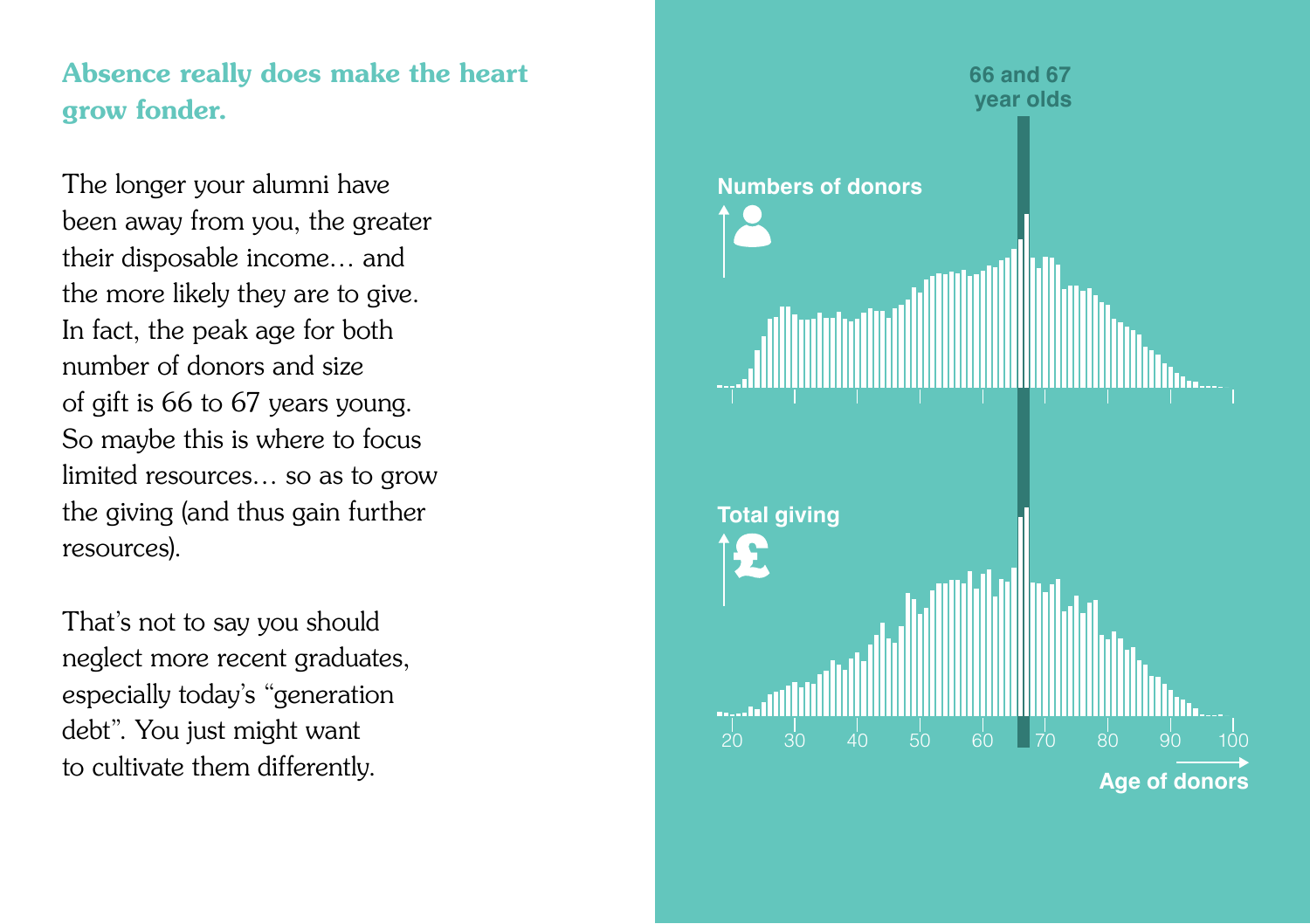## Absence really does make the heart grow fonder.

The longer your alumni have been away from you, the greater their disposable income… and the more likely they are to give. In fact, the peak age for both number of donors and size of gift is 66 to 67 years young. So maybe this is where to focus limited resources… so as to grow the giving (and thus gain further resources).

That's not to say you should neglect more recent graduates, especially today's "generation debt". You just might want to cultivate them differently.

66 and 67 year olds

Numbers of donors

Total giving

20 30 40 50 60 70 80 90 100

Age of donors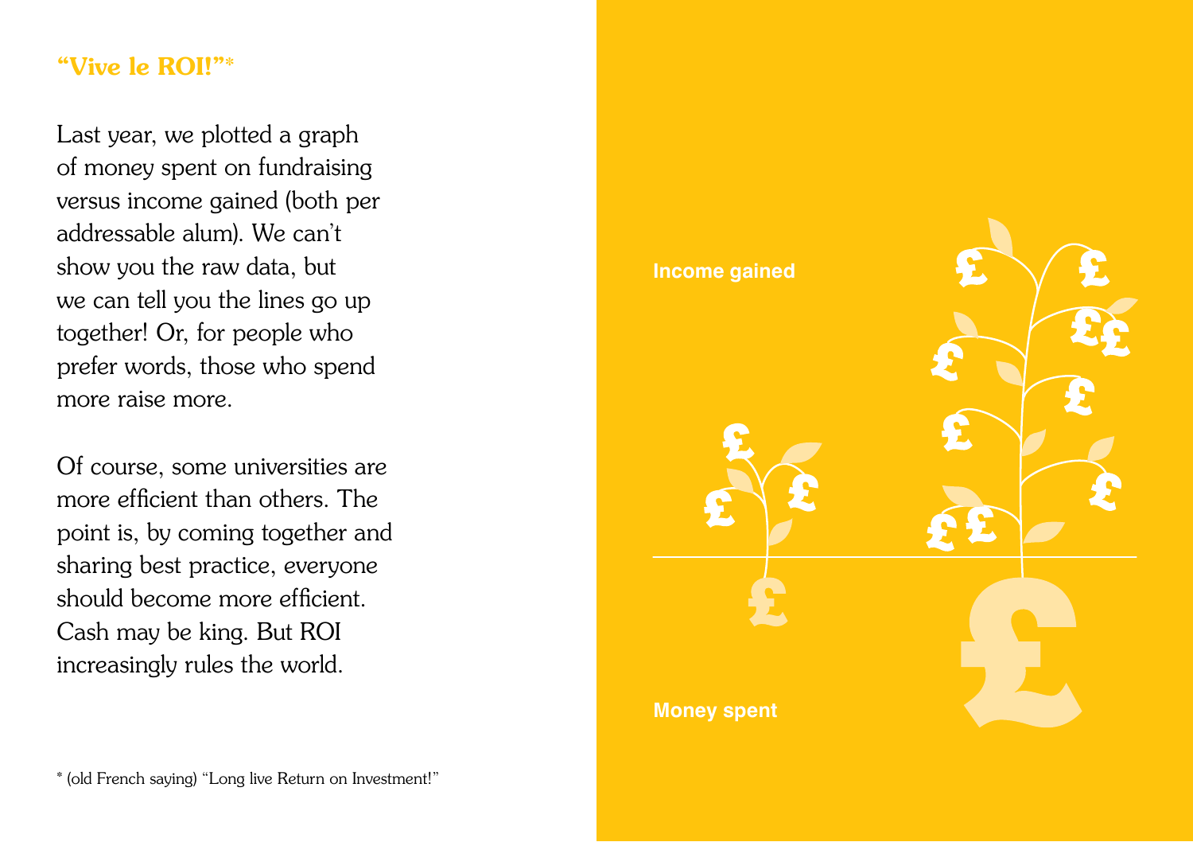## "Vive le ROI!"*

Last year, we plotted a graph of money spent on fundraising versus income gained (both per addressable alum). We can't show you the raw data, but we can tell you the lines go up together! Or, for people who prefer words, those who spend more raise more.

Of course, some universities are more efficient than others. The point is, by coming together and sharing best practice, everyone should become more efficient. Cash may be king. But ROI increasingly rules the world.

Income gained

Money spent

* (old French saying) "Long live Return on Investment!"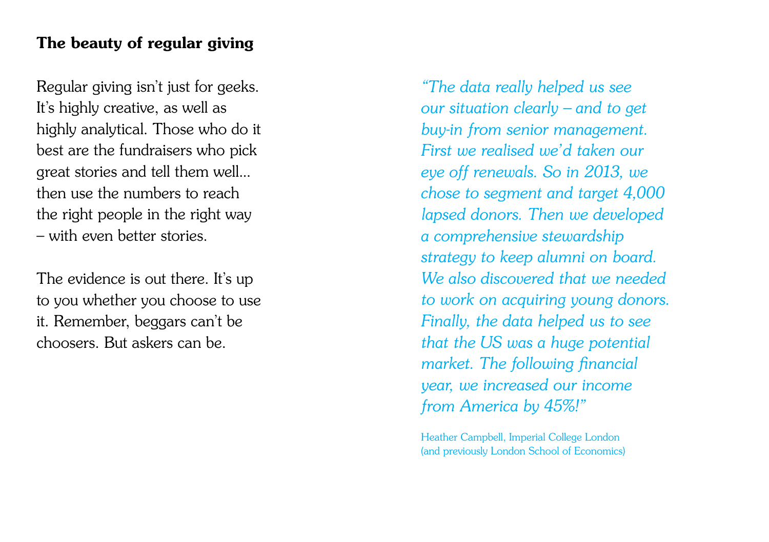## The beauty of regular giving

Regular giving isn't just for geeks. It's highly creative, as well as highly analytical. Those who do it best are the fundraisers who pick great stories and tell them well... then use the numbers to reach the right people in the right way – with even better stories.

The evidence is out there. It's up to you whether you choose to use it. Remember, beggars can't be choosers. But askers can be.

*"The data really helped us see our situation clearly – and to get buy-in from senior management. First we realised we'd taken our eye off renewals. So in 2013, we chose to segment and target 4,000 lapsed donors. Then we developed a comprehensive stewardship strategy to keep alumni on board. We also discovered that we needed to work on acquiring young donors. Finally, the data helped us to see that the US was a huge potential market. The following financial year, we increased our income from America by 45%!"*

Heather Campbell, Imperial College London (and previously London School of Economics)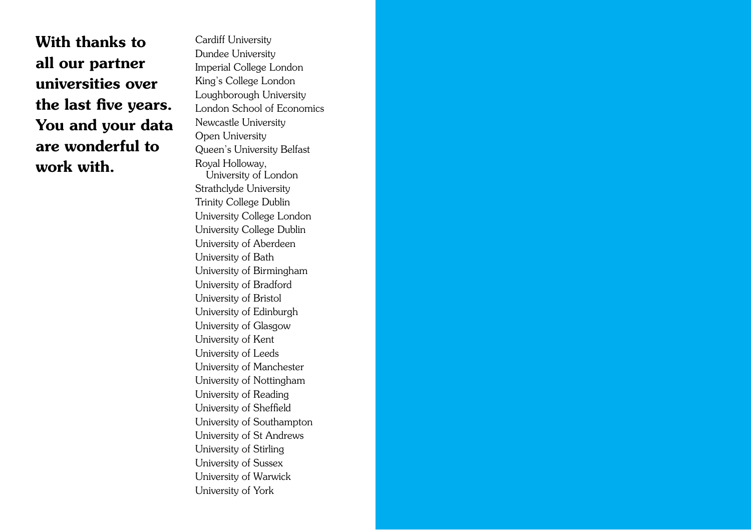**With thanks to all our partner universities over the last five years. You and your data are wonderful to work with.**

Cardiff University
Dundee University
Imperial College London
King's College London
Loughborough University
London School of Economics
Newcastle University
Open University
Queen's University Belfast
Royal Holloway, University of London
Strathclyde University
Trinity College Dublin
University College London
University College Dublin
University of Aberdeen
University of Bath
University of Birmingham
University of Bradford
University of Bristol
University of Edinburgh
University of Glasgow
University of Kent
University of Leeds
University of Manchester
University of Nottingham
University of Reading
University of Sheffield
University of Southampton
University of St Andrews
University of Stirling
University of Sussex
University of Warwick
University of York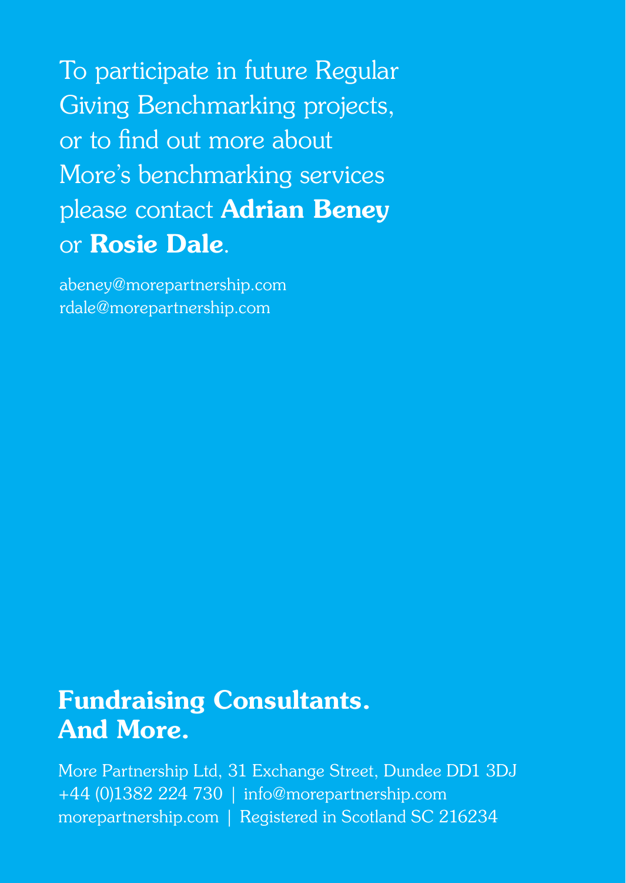To participate in future Regular Giving Benchmarking projects, or to find out more about More's benchmarking services please contact **Adrian Beney** or **Rosie Dale**.

abeney@morepartnership.com
rdale@morepartnership.com

**Fundraising Consultants.
And More.**

More Partnership Ltd, 31 Exchange Street, Dundee DD1 3DJ
+44 (0)1382 224 730 | info@morepartnership.com
morepartnership.com | Registered in Scotland SC 216234